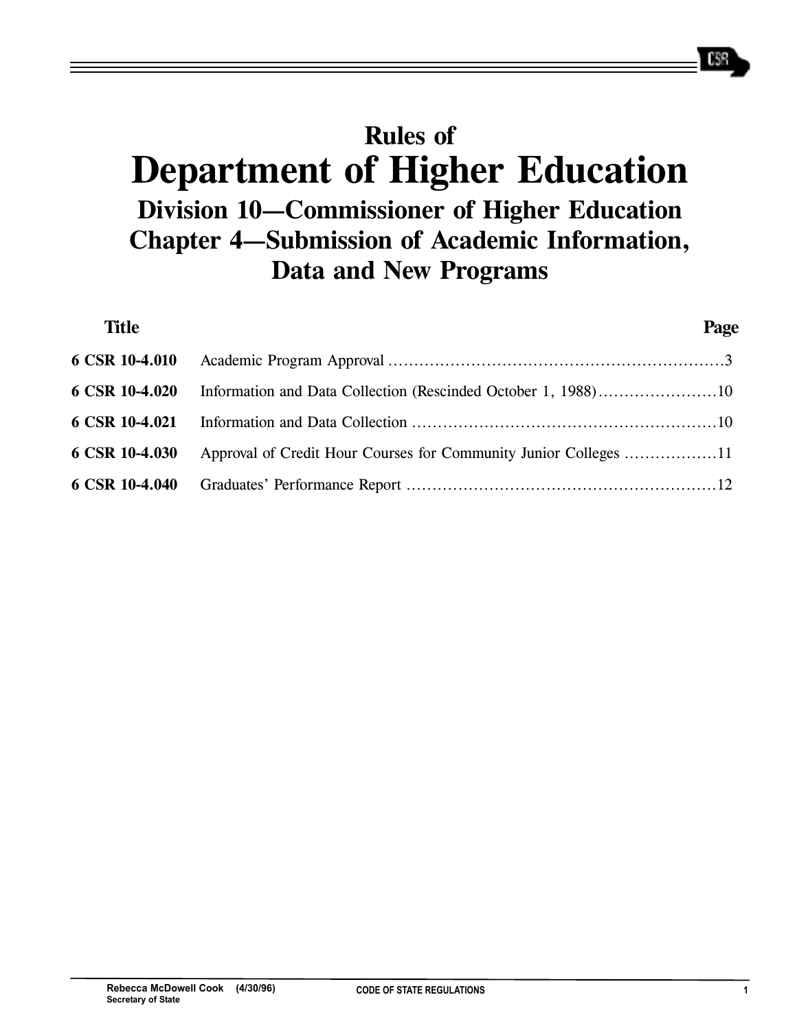# Rules of
# Department of Higher Education
## Division 10—Commissioner of Higher Education
## Chapter 4—Submission of Academic Information, Data and New Programs

| Title | | Page |
|---|---|---|
| 6 CSR 10-4.010 | Academic Program Approval | 3 |
| 6 CSR 10-4.020 | Information and Data Collection (Rescinded October 1, 1988) | 10 |
| 6 CSR 10-4.021 | Information and Data Collection | 10 |
| 6 CSR 10-4.030 | Approval of Credit Hour Courses for Community Junior Colleges | 11 |
| 6 CSR 10-4.040 | Graduates' Performance Report | 12 |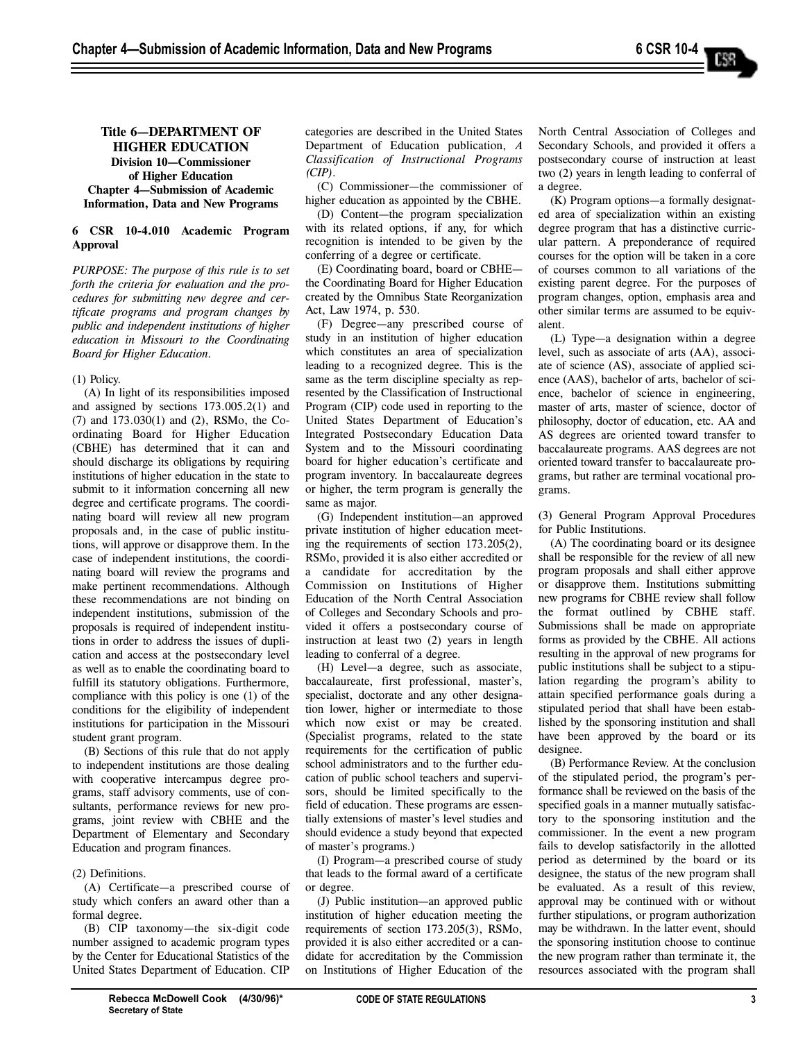## Title 6—DEPARTMENT OF HIGHER EDUCATION
### Division 10—Commissioner of Higher Education
### Chapter 4—Submission of Academic Information, Data and New Programs

**6 CSR 10-4.010 Academic Program Approval**

*PURPOSE: The purpose of this rule is to set forth the criteria for evaluation and the procedures for submitting new degree and certificate programs and program changes by public and independent institutions of higher education in Missouri to the Coordinating Board for Higher Education.*

(1) Policy.

(A) In light of its responsibilities imposed and assigned by sections 173.005.2(1) and (7) and 173.030(1) and (2), RSMo, the Coordinating Board for Higher Education (CBHE) has determined that it can and should discharge its obligations by requiring institutions of higher education in the state to submit to it information concerning all new degree and certificate programs. The coordinating board will review all new program proposals and, in the case of public institutions, will approve or disapprove them. In the case of independent institutions, the coordinating board will review the programs and make pertinent recommendations. Although these recommendations are not binding on independent institutions, submission of the proposals is required of independent institutions in order to address the issues of duplication and access at the postsecondary level as well as to enable the coordinating board to fulfill its statutory obligations. Furthermore, compliance with this policy is one (1) of the conditions for the eligibility of independent institutions for participation in the Missouri student grant program.

(B) Sections of this rule that do not apply to independent institutions are those dealing with cooperative intercampus degree programs, staff advisory comments, use of consultants, performance reviews for new programs, joint review with CBHE and the Department of Elementary and Secondary Education and program finances.

(2) Definitions.

(A) Certificate—a prescribed course of study which confers an award other than a formal degree.

(B) CIP taxonomy—the six-digit code number assigned to academic program types by the Center for Educational Statistics of the United States Department of Education. CIP categories are described in the United States Department of Education publication, *A Classification of Instructional Programs (CIP)*.

(C) Commissioner—the commissioner of higher education as appointed by the CBHE.

(D) Content—the program specialization with its related options, if any, for which recognition is intended to be given by the conferring of a degree or certificate.

(E) Coordinating board, board or CBHE—the Coordinating Board for Higher Education created by the Omnibus State Reorganization Act, Law 1974, p. 530.

(F) Degree—any prescribed course of study in an institution of higher education which constitutes an area of specialization leading to a recognized degree. This is the same as the term discipline specialty as represented by the Classification of Instructional Program (CIP) code used in reporting to the United States Department of Education's Integrated Postsecondary Education Data System and to the Missouri coordinating board for higher education's certificate and program inventory. In baccalaureate degrees or higher, the term program is generally the same as major.

(G) Independent institution—an approved private institution of higher education meeting the requirements of section 173.205(2), RSMo, provided it is also either accredited or a candidate for accreditation by the Commission on Institutions of Higher Education of the North Central Association of Colleges and Secondary Schools and provided it offers a postsecondary course of instruction at least two (2) years in length leading to conferral of a degree.

(H) Level—a degree, such as associate, baccalaureate, first professional, master's, specialist, doctorate and any other designation lower, higher or intermediate to those which now exist or may be created. (Specialist programs, related to the state requirements for the certification of public school administrators and to the further education of public school teachers and supervisors, should be limited specifically to the field of education. These programs are essentially extensions of master's level studies and should evidence a study beyond that expected of master's programs.)

(I) Program—a prescribed course of study that leads to the formal award of a certificate or degree.

(J) Public institution—an approved public institution of higher education meeting the requirements of section 173.205(3), RSMo, provided it is also either accredited or a candidate for accreditation by the Commission on Institutions of Higher Education of the North Central Association of Colleges and Secondary Schools, and provided it offers a postsecondary course of instruction at least two (2) years in length leading to conferral of a degree.

(K) Program options—a formally designated area of specialization within an existing degree program that has a distinctive curricular pattern. A preponderance of required courses for the option will be taken in a core of courses common to all variations of the existing parent degree. For the purposes of program changes, option, emphasis area and other similar terms are assumed to be equivalent.

(L) Type—a designation within a degree level, such as associate of arts (AA), associate of science (AS), associate of applied science (AAS), bachelor of arts, bachelor of science, bachelor of science in engineering, master of arts, master of science, doctor of philosophy, doctor of education, etc. AA and AS degrees are oriented toward transfer to baccalaureate programs. AAS degrees are not oriented toward transfer to baccalaureate programs, but rather are terminal vocational programs.

(3) General Program Approval Procedures for Public Institutions.

(A) The coordinating board or its designee shall be responsible for the review of all new program proposals and shall either approve or disapprove them. Institutions submitting new programs for CBHE review shall follow the format outlined by CBHE staff. Submissions shall be made on appropriate forms as provided by the CBHE. All actions resulting in the approval of new programs for public institutions shall be subject to a stipulation regarding the program's ability to attain specified performance goals during a stipulated period that shall have been established by the sponsoring institution and shall have been approved by the board or its designee.

(B) Performance Review. At the conclusion of the stipulated period, the program's performance shall be reviewed on the basis of the specified goals in a manner mutually satisfactory to the sponsoring institution and the commissioner. In the event a new program fails to develop satisfactorily in the allotted period as determined by the board or its designee, the status of the new program shall be evaluated. As a result of this review, approval may be continued with or without further stipulations, or program authorization may be withdrawn. In the latter event, should the sponsoring institution choose to continue the new program rather than terminate it, the resources associated with the program shall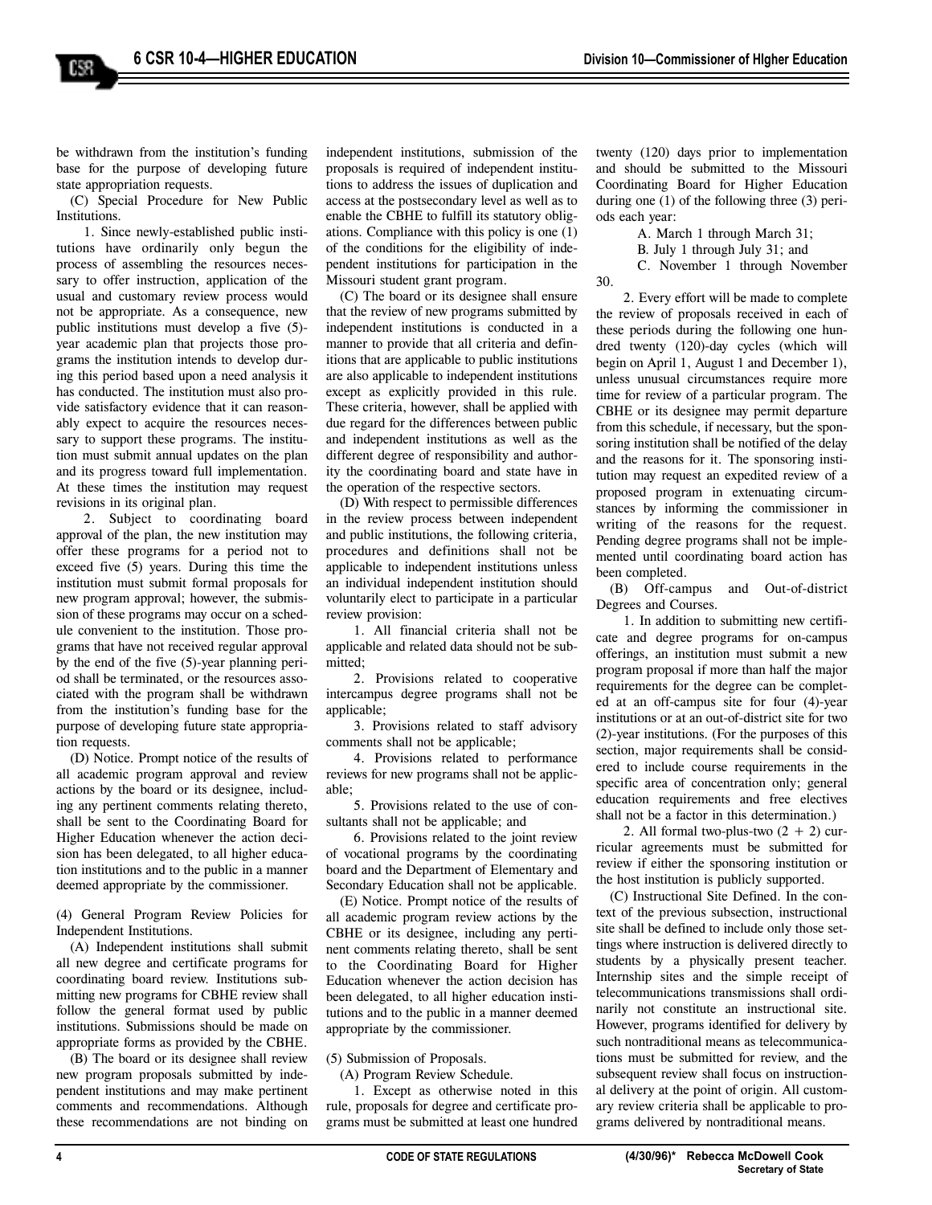be withdrawn from the institution's funding base for the purpose of developing future state appropriation requests.

(C) Special Procedure for New Public Institutions.

1. Since newly-established public institutions have ordinarily only begun the process of assembling the resources necessary to offer instruction, application of the usual and customary review process would not be appropriate. As a consequence, new public institutions must develop a five (5)-year academic plan that projects those programs the institution intends to develop during this period based upon a need analysis it has conducted. The institution must also provide satisfactory evidence that it can reasonably expect to acquire the resources necessary to support these programs. The institution must submit annual updates on the plan and its progress toward full implementation. At these times the institution may request revisions in its original plan.

2. Subject to coordinating board approval of the plan, the new institution may offer these programs for a period not to exceed five (5) years. During this time the institution must submit formal proposals for new program approval; however, the submission of these programs may occur on a schedule convenient to the institution. Those programs that have not received regular approval by the end of the five (5)-year planning period shall be terminated, or the resources associated with the program shall be withdrawn from the institution's funding base for the purpose of developing future state appropriation requests.

(D) Notice. Prompt notice of the results of all academic program approval and review actions by the board or its designee, including any pertinent comments relating thereto, shall be sent to the Coordinating Board for Higher Education whenever the action decision has been delegated, to all higher education institutions and to the public in a manner deemed appropriate by the commissioner.

(4) General Program Review Policies for Independent Institutions.

(A) Independent institutions shall submit all new degree and certificate programs for coordinating board review. Institutions submitting new programs for CBHE review shall follow the general format used by public institutions. Submissions should be made on appropriate forms as provided by the CBHE.

(B) The board or its designee shall review new program proposals submitted by independent institutions and may make pertinent comments and recommendations. Although these recommendations are not binding on independent institutions, submission of the proposals is required of independent institutions to address the issues of duplication and access at the postsecondary level as well as to enable the CBHE to fulfill its statutory obligations. Compliance with this policy is one (1) of the conditions for the eligibility of independent institutions for participation in the Missouri student grant program.

(C) The board or its designee shall ensure that the review of new programs submitted by independent institutions is conducted in a manner to provide that all criteria and definitions that are applicable to public institutions are also applicable to independent institutions except as explicitly provided in this rule. These criteria, however, shall be applied with due regard for the differences between public and independent institutions as well as the different degree of responsibility and authority the coordinating board and state have in the operation of the respective sectors.

(D) With respect to permissible differences in the review process between independent and public institutions, the following criteria, procedures and definitions shall not be applicable to independent institutions unless an individual independent institution should voluntarily elect to participate in a particular review provision:

1. All financial criteria shall not be applicable and related data should not be submitted;

2. Provisions related to cooperative intercampus degree programs shall not be applicable;

3. Provisions related to staff advisory comments shall not be applicable;

4. Provisions related to performance reviews for new programs shall not be applicable;

5. Provisions related to the use of consultants shall not be applicable; and

6. Provisions related to the joint review of vocational programs by the coordinating board and the Department of Elementary and Secondary Education shall not be applicable.

(E) Notice. Prompt notice of the results of all academic program review actions by the CBHE or its designee, including any pertinent comments relating thereto, shall be sent to the Coordinating Board for Higher Education whenever the action decision has been delegated, to all higher education institutions and to the public in a manner deemed appropriate by the commissioner.

(5) Submission of Proposals.

(A) Program Review Schedule.

1. Except as otherwise noted in this rule, proposals for degree and certificate programs must be submitted at least one hundred twenty (120) days prior to implementation and should be submitted to the Missouri Coordinating Board for Higher Education during one (1) of the following three (3) periods each year:

A. March 1 through March 31;

B. July 1 through July 31; and

C. November 1 through November 30.

2. Every effort will be made to complete the review of proposals received in each of these periods during the following one hundred twenty (120)-day cycles (which will begin on April 1, August 1 and December 1), unless unusual circumstances require more time for review of a particular program. The CBHE or its designee may permit departure from this schedule, if necessary, but the sponsoring institution shall be notified of the delay and the reasons for it. The sponsoring institution may request an expedited review of a proposed program in extenuating circumstances by informing the commissioner in writing of the reasons for the request. Pending degree programs shall not be implemented until coordinating board action has been completed.

(B) Off-campus and Out-of-district Degrees and Courses.

1. In addition to submitting new certificate and degree programs for on-campus offerings, an institution must submit a new program proposal if more than half the major requirements for the degree can be completed at an off-campus site for four (4)-year institutions or at an out-of-district site for two (2)-year institutions. (For the purposes of this section, major requirements shall be considered to include course requirements in the specific area of concentration only; general education requirements and free electives shall not be a factor in this determination.)

2. All formal two-plus-two (2 + 2) curricular agreements must be submitted for review if either the sponsoring institution or the host institution is publicly supported.

(C) Instructional Site Defined. In the context of the previous subsection, instructional site shall be defined to include only those settings where instruction is delivered directly to students by a physically present teacher. Internship sites and the simple receipt of telecommunications transmissions shall ordinarily not constitute an instructional site. However, programs identified for delivery by such nontraditional means as telecommunications must be submitted for review, and the subsequent review shall focus on instructional delivery at the point of origin. All customary review criteria shall be applicable to programs delivered by nontraditional means.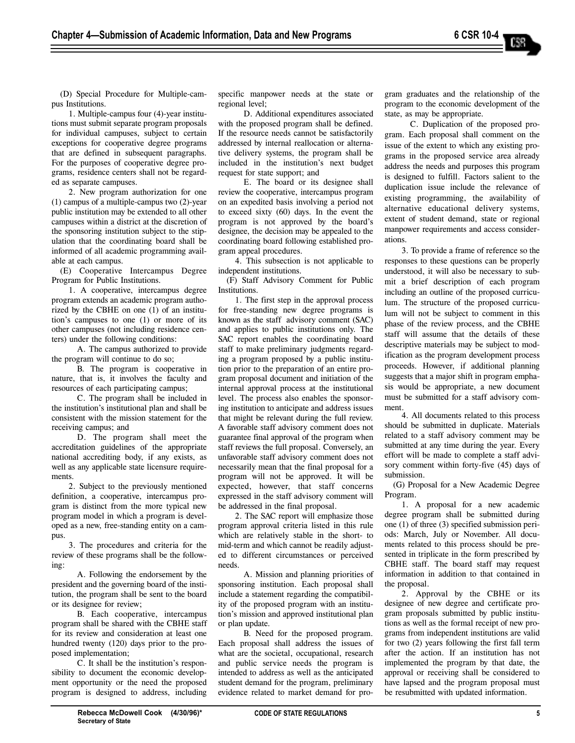(D) Special Procedure for Multiple-campus Institutions.

1. Multiple-campus four (4)-year institutions must submit separate program proposals for individual campuses, subject to certain exceptions for cooperative degree programs that are defined in subsequent paragraphs. For the purposes of cooperative degree programs, residence centers shall not be regarded as separate campuses.

2. New program authorization for one (1) campus of a multiple-campus two (2)-year public institution may be extended to all other campuses within a district at the discretion of the sponsoring institution subject to the stipulation that the coordinating board shall be informed of all academic programming available at each campus.

(E) Cooperative Intercampus Degree Program for Public Institutions.

1. A cooperative, intercampus degree program extends an academic program authorized by the CBHE on one (1) of an institution's campuses to one (1) or more of its other campuses (not including residence centers) under the following conditions:

A. The campus authorized to provide the program will continue to do so;

B. The program is cooperative in nature, that is, it involves the faculty and resources of each participating campus;

C. The program shall be included in the institution's institutional plan and shall be consistent with the mission statement for the receiving campus; and

D. The program shall meet the accreditation guidelines of the appropriate national accrediting body, if any exists, as well as any applicable state licensure requirements.

2. Subject to the previously mentioned definition, a cooperative, intercampus program is distinct from the more typical new program model in which a program is developed as a new, free-standing entity on a campus.

3. The procedures and criteria for the review of these programs shall be the following:

A. Following the endorsement by the president and the governing board of the institution, the program shall be sent to the board or its designee for review;

B. Each cooperative, intercampus program shall be shared with the CBHE staff for its review and consideration at least one hundred twenty (120) days prior to the proposed implementation;

C. It shall be the institution's responsibility to document the economic development opportunity or the need the proposed program is designed to address, including specific manpower needs at the state or regional level;

D. Additional expenditures associated with the proposed program shall be defined. If the resource needs cannot be satisfactorily addressed by internal reallocation or alternative delivery systems, the program shall be included in the institution's next budget request for state support; and

E. The board or its designee shall review the cooperative, intercampus program on an expedited basis involving a period not to exceed sixty (60) days. In the event the program is not approved by the board's designee, the decision may be appealed to the coordinating board following established program appeal procedures.

4. This subsection is not applicable to independent institutions.

(F) Staff Advisory Comment for Public Institutions.

1. The first step in the approval process for free-standing new degree programs is known as the staff advisory comment (SAC) and applies to public institutions only. The SAC report enables the coordinating board staff to make preliminary judgments regarding a program proposed by a public institution prior to the preparation of an entire program proposal document and initiation of the internal approval process at the institutional level. The process also enables the sponsoring institution to anticipate and address issues that might be relevant during the full review. A favorable staff advisory comment does not guarantee final approval of the program when staff reviews the full proposal. Conversely, an unfavorable staff advisory comment does not necessarily mean that the final proposal for a program will not be approved. It will be expected, however, that staff concerns expressed in the staff advisory comment will be addressed in the final proposal.

2. The SAC report will emphasize those program approval criteria listed in this rule which are relatively stable in the short- to mid-term and which cannot be readily adjusted to different circumstances or perceived needs.

A. Mission and planning priorities of sponsoring institution. Each proposal shall include a statement regarding the compatibility of the proposed program with an institution's mission and approved institutional plan or plan update.

B. Need for the proposed program. Each proposal shall address the issues of what are the societal, occupational, research and public service needs the program is intended to address as well as the anticipated student demand for the program, preliminary evidence related to market demand for program graduates and the relationship of the program to the economic development of the state, as may be appropriate.

C. Duplication of the proposed program. Each proposal shall comment on the issue of the extent to which any existing programs in the proposed service area already address the needs and purposes this program is designed to fulfill. Factors salient to the duplication issue include the relevance of existing programming, the availability of alternative educational delivery systems, extent of student demand, state or regional manpower requirements and access considerations.

3. To provide a frame of reference so the responses to these questions can be properly understood, it will also be necessary to submit a brief description of each program including an outline of the proposed curriculum. The structure of the proposed curriculum will not be subject to comment in this phase of the review process, and the CBHE staff will assume that the details of these descriptive materials may be subject to modification as the program development process proceeds. However, if additional planning suggests that a major shift in program emphasis would be appropriate, a new document must be submitted for a staff advisory comment.

4. All documents related to this process should be submitted in duplicate. Materials related to a staff advisory comment may be submitted at any time during the year. Every effort will be made to complete a staff advisory comment within forty-five (45) days of submission.

(G) Proposal for a New Academic Degree Program.

1. A proposal for a new academic degree program shall be submitted during one (1) of three (3) specified submission periods: March, July or November. All documents related to this process should be presented in triplicate in the form prescribed by CBHE staff. The board staff may request information in addition to that contained in the proposal.

2. Approval by the CBHE or its designee of new degree and certificate program proposals submitted by public institutions as well as the formal receipt of new programs from independent institutions are valid for two (2) years following the first fall term after the action. If an institution has not implemented the program by that date, the approval or receiving shall be considered to have lapsed and the program proposal must be resubmitted with updated information.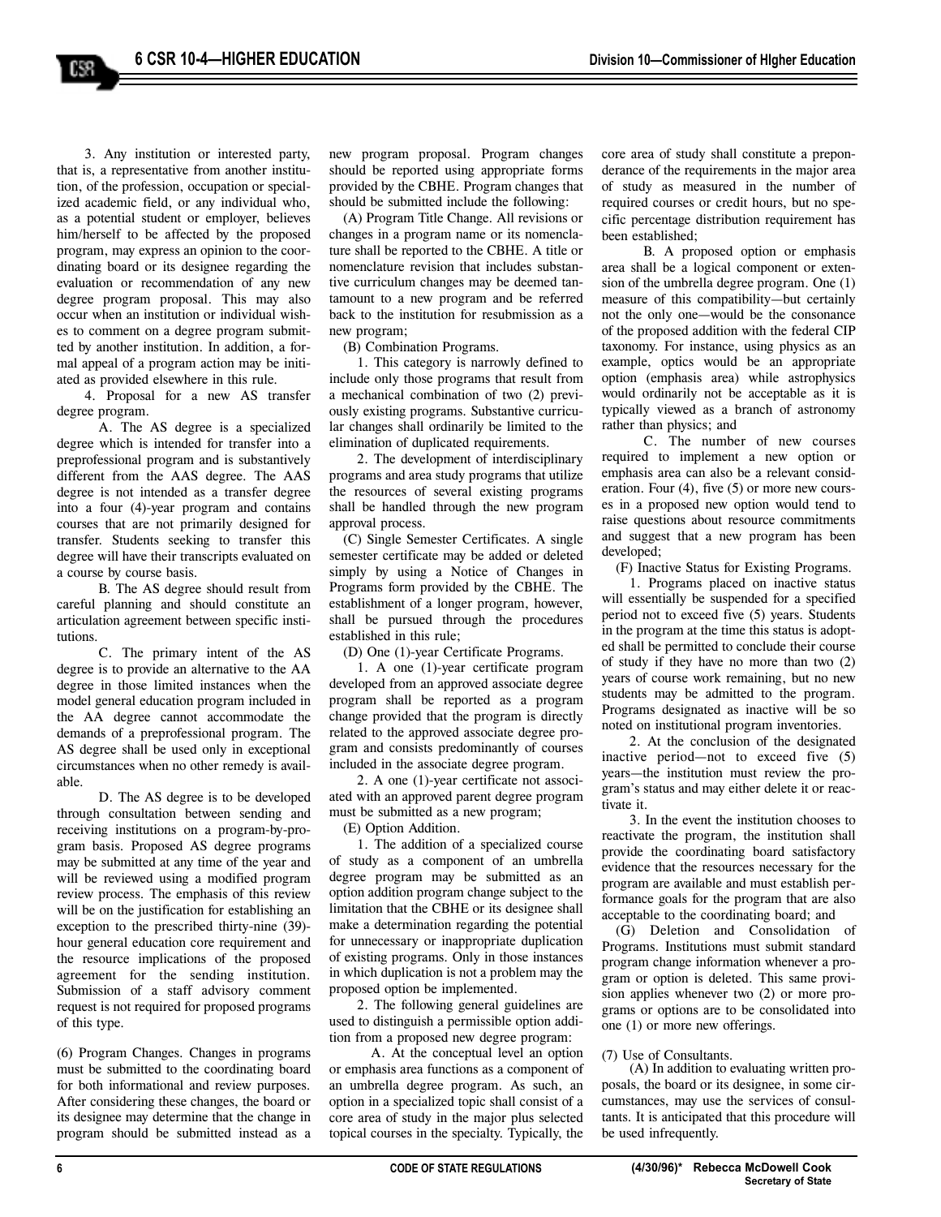3. Any institution or interested party, that is, a representative from another institution, of the profession, occupation or specialized academic field, or any individual who, as a potential student or employer, believes him/herself to be affected by the proposed program, may express an opinion to the coordinating board or its designee regarding the evaluation or recommendation of any new degree program proposal. This may also occur when an institution or individual wishes to comment on a degree program submitted by another institution. In addition, a formal appeal of a program action may be initiated as provided elsewhere in this rule.

4. Proposal for a new AS transfer degree program.

A. The AS degree is a specialized degree which is intended for transfer into a preprofessional program and is substantively different from the AAS degree. The AAS degree is not intended as a transfer degree into a four (4)-year program and contains courses that are not primarily designed for transfer. Students seeking to transfer this degree will have their transcripts evaluated on a course by course basis.

B. The AS degree should result from careful planning and should constitute an articulation agreement between specific institutions.

C. The primary intent of the AS degree is to provide an alternative to the AA degree in those limited instances when the model general education program included in the AA degree cannot accommodate the demands of a preprofessional program. The AS degree shall be used only in exceptional circumstances when no other remedy is available.

D. The AS degree is to be developed through consultation between sending and receiving institutions on a program-by-program basis. Proposed AS degree programs may be submitted at any time of the year and will be reviewed using a modified program review process. The emphasis of this review will be on the justification for establishing an exception to the prescribed thirty-nine (39)-hour general education core requirement and the resource implications of the proposed agreement for the sending institution. Submission of a staff advisory comment request is not required for proposed programs of this type.

(6) Program Changes. Changes in programs must be submitted to the coordinating board for both informational and review purposes. After considering these changes, the board or its designee may determine that the change in program should be submitted instead as a new program proposal. Program changes should be reported using appropriate forms provided by the CBHE. Program changes that should be submitted include the following:

(A) Program Title Change. All revisions or changes in a program name or its nomenclature shall be reported to the CBHE. A title or nomenclature revision that includes substantive curriculum changes may be deemed tantamount to a new program and be referred back to the institution for resubmission as a new program;

(B) Combination Programs.

1. This category is narrowly defined to include only those programs that result from a mechanical combination of two (2) previously existing programs. Substantive curricular changes shall ordinarily be limited to the elimination of duplicated requirements.

2. The development of interdisciplinary programs and area study programs that utilize the resources of several existing programs shall be handled through the new program approval process.

(C) Single Semester Certificates. A single semester certificate may be added or deleted simply by using a Notice of Changes in Programs form provided by the CBHE. The establishment of a longer program, however, shall be pursued through the procedures established in this rule;

(D) One (1)-year Certificate Programs.

1. A one (1)-year certificate program developed from an approved associate degree program shall be reported as a program change provided that the program is directly related to the approved associate degree program and consists predominantly of courses included in the associate degree program.

2. A one (1)-year certificate not associated with an approved parent degree program must be submitted as a new program;

(E) Option Addition.

1. The addition of a specialized course of study as a component of an umbrella degree program may be submitted as an option addition program change subject to the limitation that the CBHE or its designee shall make a determination regarding the potential for unnecessary or inappropriate duplication of existing programs. Only in those instances in which duplication is not a problem may the proposed option be implemented.

2. The following general guidelines are used to distinguish a permissible option addition from a proposed new degree program:

A. At the conceptual level an option or emphasis area functions as a component of an umbrella degree program. As such, an option in a specialized topic shall consist of a core area of study in the major plus selected topical courses in the specialty. Typically, the core area of study shall constitute a preponderance of the requirements in the major area of study as measured in the number of required courses or credit hours, but no specific percentage distribution requirement has been established;

B. A proposed option or emphasis area shall be a logical component or extension of the umbrella degree program. One (1) measure of this compatibility—but certainly not the only one—would be the consonance of the proposed addition with the federal CIP taxonomy. For instance, using physics as an example, optics would be an appropriate option (emphasis area) while astrophysics would ordinarily not be acceptable as it is typically viewed as a branch of astronomy rather than physics; and

C. The number of new courses required to implement a new option or emphasis area can also be a relevant consideration. Four (4), five (5) or more new courses in a proposed new option would tend to raise questions about resource commitments and suggest that a new program has been developed;

(F) Inactive Status for Existing Programs.

1. Programs placed on inactive status will essentially be suspended for a specified period not to exceed five (5) years. Students in the program at the time this status is adopted shall be permitted to conclude their course of study if they have no more than two (2) years of course work remaining, but no new students may be admitted to the program. Programs designated as inactive will be so noted on institutional program inventories.

2. At the conclusion of the designated inactive period—not to exceed five (5) years—the institution must review the program's status and may either delete it or reactivate it.

3. In the event the institution chooses to reactivate the program, the institution shall provide the coordinating board satisfactory evidence that the resources necessary for the program are available and must establish performance goals for the program that are also acceptable to the coordinating board; and

(G) Deletion and Consolidation of Programs. Institutions must submit standard program change information whenever a program or option is deleted. This same provision applies whenever two (2) or more programs or options are to be consolidated into one (1) or more new offerings.

(7) Use of Consultants.

(A) In addition to evaluating written proposals, the board or its designee, in some circumstances, may use the services of consultants. It is anticipated that this procedure will be used infrequently.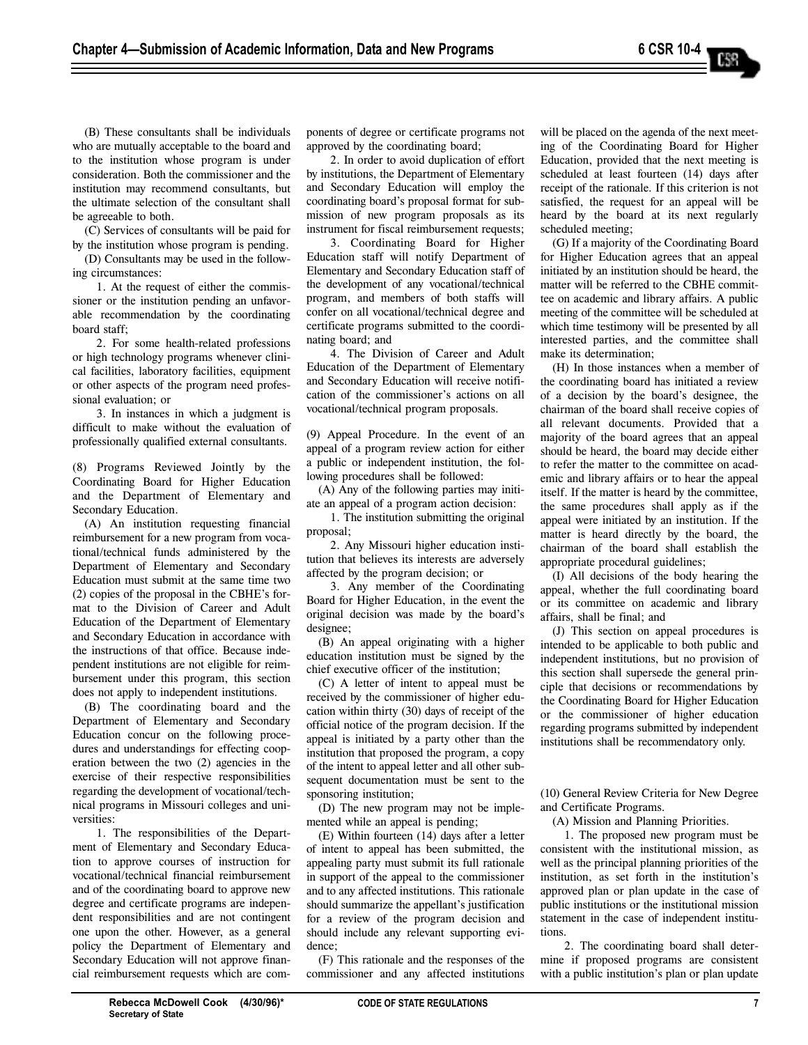(B) These consultants shall be individuals who are mutually acceptable to the board and to the institution whose program is under consideration. Both the commissioner and the institution may recommend consultants, but the ultimate selection of the consultant shall be agreeable to both.

(C) Services of consultants will be paid for by the institution whose program is pending.

(D) Consultants may be used in the following circumstances:

1. At the request of either the commissioner or the institution pending an unfavorable recommendation by the coordinating board staff;

2. For some health-related professions or high technology programs whenever clinical facilities, laboratory facilities, equipment or other aspects of the program need professional evaluation; or

3. In instances in which a judgment is difficult to make without the evaluation of professionally qualified external consultants.

(8) Programs Reviewed Jointly by the Coordinating Board for Higher Education and the Department of Elementary and Secondary Education.

(A) An institution requesting financial reimbursement for a new program from vocational/technical funds administered by the Department of Elementary and Secondary Education must submit at the same time two (2) copies of the proposal in the CBHE's format to the Division of Career and Adult Education of the Department of Elementary and Secondary Education in accordance with the instructions of that office. Because independent institutions are not eligible for reimbursement under this program, this section does not apply to independent institutions.

(B) The coordinating board and the Department of Elementary and Secondary Education concur on the following procedures and understandings for effecting cooperation between the two (2) agencies in the exercise of their respective responsibilities regarding the development of vocational/technical programs in Missouri colleges and universities:

1. The responsibilities of the Department of Elementary and Secondary Education to approve courses of instruction for vocational/technical financial reimbursement and of the coordinating board to approve new degree and certificate programs are independent responsibilities and are not contingent one upon the other. However, as a general policy the Department of Elementary and Secondary Education will not approve financial reimbursement requests which are components of degree or certificate programs not approved by the coordinating board;

2. In order to avoid duplication of effort by institutions, the Department of Elementary and Secondary Education will employ the coordinating board's proposal format for submission of new program proposals as its instrument for fiscal reimbursement requests;

3. Coordinating Board for Higher Education staff will notify Department of Elementary and Secondary Education staff of the development of any vocational/technical program, and members of both staffs will confer on all vocational/technical degree and certificate programs submitted to the coordinating board; and

4. The Division of Career and Adult Education of the Department of Elementary and Secondary Education will receive notification of the commissioner's actions on all vocational/technical program proposals.

(9) Appeal Procedure. In the event of an appeal of a program review action for either a public or independent institution, the following procedures shall be followed:

(A) Any of the following parties may initiate an appeal of a program action decision:

1. The institution submitting the original proposal;

2. Any Missouri higher education institution that believes its interests are adversely affected by the program decision; or

3. Any member of the Coordinating Board for Higher Education, in the event the original decision was made by the board's designee;

(B) An appeal originating with a higher education institution must be signed by the chief executive officer of the institution;

(C) A letter of intent to appeal must be received by the commissioner of higher education within thirty (30) days of receipt of the official notice of the program decision. If the appeal is initiated by a party other than the institution that proposed the program, a copy of the intent to appeal letter and all other subsequent documentation must be sent to the sponsoring institution;

(D) The new program may not be implemented while an appeal is pending;

(E) Within fourteen (14) days after a letter of intent to appeal has been submitted, the appealing party must submit its full rationale in support of the appeal to the commissioner and to any affected institutions. This rationale should summarize the appellant's justification for a review of the program decision and should include any relevant supporting evidence;

(F) This rationale and the responses of the commissioner and any affected institutions will be placed on the agenda of the next meeting of the Coordinating Board for Higher Education, provided that the next meeting is scheduled at least fourteen (14) days after receipt of the rationale. If this criterion is not satisfied, the request for an appeal will be heard by the board at its next regularly scheduled meeting;

(G) If a majority of the Coordinating Board for Higher Education agrees that an appeal initiated by an institution should be heard, the matter will be referred to the CBHE committee on academic and library affairs. A public meeting of the committee will be scheduled at which time testimony will be presented by all interested parties, and the committee shall make its determination;

(H) In those instances when a member of the coordinating board has initiated a review of a decision by the board's designee, the chairman of the board shall receive copies of all relevant documents. Provided that a majority of the board agrees that an appeal should be heard, the board may decide either to refer the matter to the committee on academic and library affairs or to hear the appeal itself. If the matter is heard by the committee, the same procedures shall apply as if the appeal were initiated by an institution. If the matter is heard directly by the board, the chairman of the board shall establish the appropriate procedural guidelines;

(I) All decisions of the body hearing the appeal, whether the full coordinating board or its committee on academic and library affairs, shall be final; and

(J) This section on appeal procedures is intended to be applicable to both public and independent institutions, but no provision of this section shall supersede the general principle that decisions or recommendations by the Coordinating Board for Higher Education or the commissioner of higher education regarding programs submitted by independent institutions shall be recommendatory only.

(10) General Review Criteria for New Degree and Certificate Programs.

(A) Mission and Planning Priorities.

1. The proposed new program must be consistent with the institutional mission, as well as the principal planning priorities of the institution, as set forth in the institution's approved plan or plan update in the case of public institutions or the institutional mission statement in the case of independent institutions.

2. The coordinating board shall determine if proposed programs are consistent with a public institution's plan or plan update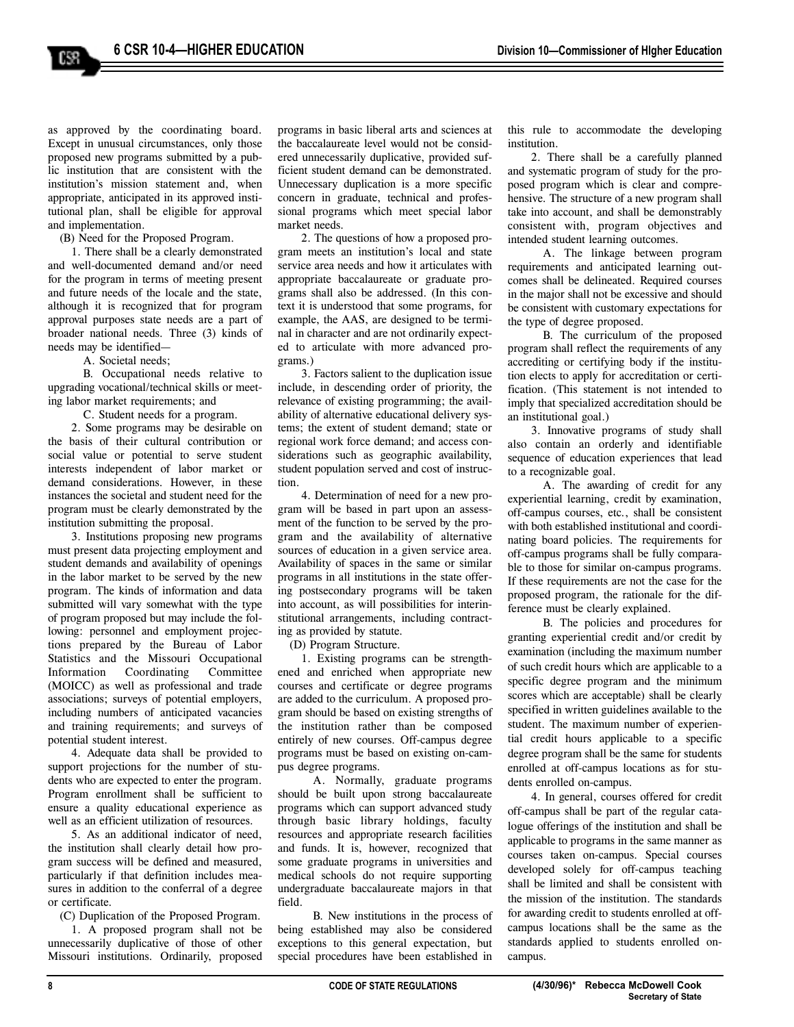as approved by the coordinating board. Except in unusual circumstances, only those proposed new programs submitted by a public institution that are consistent with the institution's mission statement and, when appropriate, anticipated in its approved institutional plan, shall be eligible for approval and implementation.

(B) Need for the Proposed Program.

1. There shall be a clearly demonstrated and well-documented demand and/or need for the program in terms of meeting present and future needs of the locale and the state, although it is recognized that for program approval purposes state needs are a part of broader national needs. Three (3) kinds of needs may be identified—

A. Societal needs;

B. Occupational needs relative to upgrading vocational/technical skills or meeting labor market requirements; and

C. Student needs for a program.

2. Some programs may be desirable on the basis of their cultural contribution or social value or potential to serve student interests independent of labor market or demand considerations. However, in these instances the societal and student need for the program must be clearly demonstrated by the institution submitting the proposal.

3. Institutions proposing new programs must present data projecting employment and student demands and availability of openings in the labor market to be served by the new program. The kinds of information and data submitted will vary somewhat with the type of program proposed but may include the following: personnel and employment projections prepared by the Bureau of Labor Statistics and the Missouri Occupational Information Coordinating Committee (MOICC) as well as professional and trade associations; surveys of potential employers, including numbers of anticipated vacancies and training requirements; and surveys of potential student interest.

4. Adequate data shall be provided to support projections for the number of students who are expected to enter the program. Program enrollment shall be sufficient to ensure a quality educational experience as well as an efficient utilization of resources.

5. As an additional indicator of need, the institution shall clearly detail how program success will be defined and measured, particularly if that definition includes measures in addition to the conferral of a degree or certificate.

(C) Duplication of the Proposed Program.

1. A proposed program shall not be unnecessarily duplicative of those of other Missouri institutions. Ordinarily, proposed programs in basic liberal arts and sciences at the baccalaureate level would not be considered unnecessarily duplicative, provided sufficient student demand can be demonstrated. Unnecessary duplication is a more specific concern in graduate, technical and professional programs which meet special labor market needs.

2. The questions of how a proposed program meets an institution's local and state service area needs and how it articulates with appropriate baccalaureate or graduate programs shall also be addressed. (In this context it is understood that some programs, for example, the AAS, are designed to be terminal in character and are not ordinarily expected to articulate with more advanced programs.)

3. Factors salient to the duplication issue include, in descending order of priority, the relevance of existing programming; the availability of alternative educational delivery systems; the extent of student demand; state or regional work force demand; and access considerations such as geographic availability, student population served and cost of instruction.

4. Determination of need for a new program will be based in part upon an assessment of the function to be served by the program and the availability of alternative sources of education in a given service area. Availability of spaces in the same or similar programs in all institutions in the state offering postsecondary programs will be taken into account, as will possibilities for interinstitutional arrangements, including contracting as provided by statute.

(D) Program Structure.

1. Existing programs can be strengthened and enriched when appropriate new courses and certificate or degree programs are added to the curriculum. A proposed program should be based on existing strengths of the institution rather than be composed entirely of new courses. Off-campus degree programs must be based on existing on-campus degree programs.

A. Normally, graduate programs should be built upon strong baccalaureate programs which can support advanced study through basic library holdings, faculty resources and appropriate research facilities and funds. It is, however, recognized that some graduate programs in universities and medical schools do not require supporting undergraduate baccalaureate majors in that field.

B. New institutions in the process of being established may also be considered exceptions to this general expectation, but special procedures have been established in this rule to accommodate the developing institution.

2. There shall be a carefully planned and systematic program of study for the proposed program which is clear and comprehensive. The structure of a new program shall take into account, and shall be demonstrably consistent with, program objectives and intended student learning outcomes.

A. The linkage between program requirements and anticipated learning outcomes shall be delineated. Required courses in the major shall not be excessive and should be consistent with customary expectations for the type of degree proposed.

B. The curriculum of the proposed program shall reflect the requirements of any accrediting or certifying body if the institution elects to apply for accreditation or certification. (This statement is not intended to imply that specialized accreditation should be an institutional goal.)

3. Innovative programs of study shall also contain an orderly and identifiable sequence of education experiences that lead to a recognizable goal.

A. The awarding of credit for any experiential learning, credit by examination, off-campus courses, etc., shall be consistent with both established institutional and coordinating board policies. The requirements for off-campus programs shall be fully comparable to those for similar on-campus programs. If these requirements are not the case for the proposed program, the rationale for the difference must be clearly explained.

B. The policies and procedures for granting experiential credit and/or credit by examination (including the maximum number of such credit hours which are applicable to a specific degree program and the minimum scores which are acceptable) shall be clearly specified in written guidelines available to the student. The maximum number of experiential credit hours applicable to a specific degree program shall be the same for students enrolled at off-campus locations as for students enrolled on-campus.

4. In general, courses offered for credit off-campus shall be part of the regular catalogue offerings of the institution and shall be applicable to programs in the same manner as courses taken on-campus. Special courses developed solely for off-campus teaching shall be limited and shall be consistent with the mission of the institution. The standards for awarding credit to students enrolled at off-campus locations shall be the same as the standards applied to students enrolled on-campus.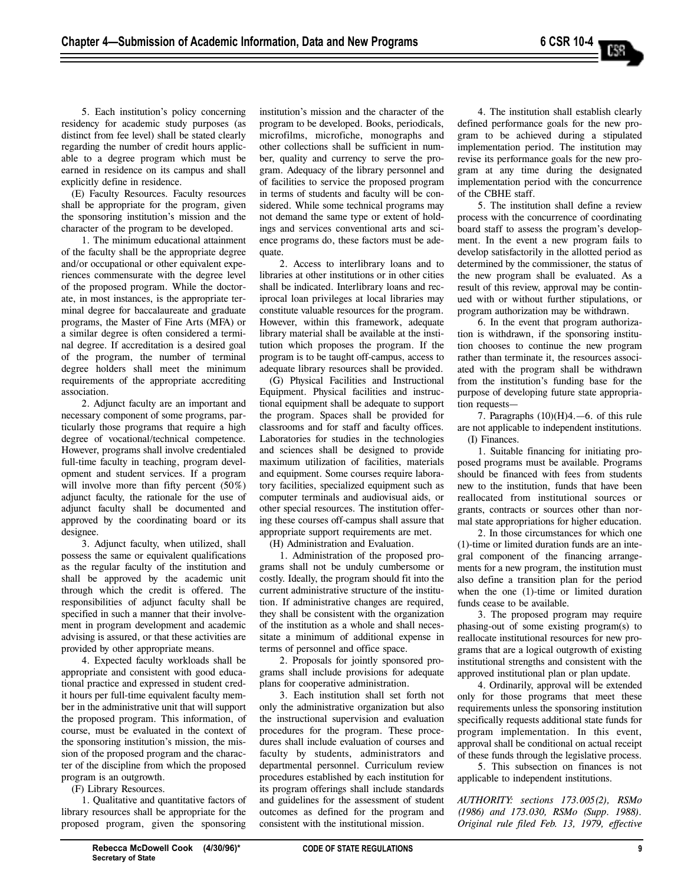5. Each institution's policy concerning residency for academic study purposes (as distinct from fee level) shall be stated clearly regarding the number of credit hours applicable to a degree program which must be earned in residence on its campus and shall explicitly define in residence.

(E) Faculty Resources. Faculty resources shall be appropriate for the program, given the sponsoring institution's mission and the character of the program to be developed.

1. The minimum educational attainment of the faculty shall be the appropriate degree and/or occupational or other equivalent experiences commensurate with the degree level of the proposed program. While the doctorate, in most instances, is the appropriate terminal degree for baccalaureate and graduate programs, the Master of Fine Arts (MFA) or a similar degree is often considered a terminal degree. If accreditation is a desired goal of the program, the number of terminal degree holders shall meet the minimum requirements of the appropriate accrediting association.

2. Adjunct faculty are an important and necessary component of some programs, particularly those programs that require a high degree of vocational/technical competence. However, programs shall involve credentialed full-time faculty in teaching, program development and student services. If a program will involve more than fifty percent (50%) adjunct faculty, the rationale for the use of adjunct faculty shall be documented and approved by the coordinating board or its designee.

3. Adjunct faculty, when utilized, shall possess the same or equivalent qualifications as the regular faculty of the institution and shall be approved by the academic unit through which the credit is offered. The responsibilities of adjunct faculty shall be specified in such a manner that their involvement in program development and academic advising is assured, or that these activities are provided by other appropriate means.

4. Expected faculty workloads shall be appropriate and consistent with good educational practice and expressed in student credit hours per full-time equivalent faculty member in the administrative unit that will support the proposed program. This information, of course, must be evaluated in the context of the sponsoring institution's mission, the mission of the proposed program and the character of the discipline from which the proposed program is an outgrowth.

(F) Library Resources.

1. Qualitative and quantitative factors of library resources shall be appropriate for the proposed program, given the sponsoring institution's mission and the character of the program to be developed. Books, periodicals, microfilms, microfiche, monographs and other collections shall be sufficient in number, quality and currency to serve the program. Adequacy of the library personnel and of facilities to service the proposed program in terms of students and faculty will be considered. While some technical programs may not demand the same type or extent of holdings and services conventional arts and science programs do, these factors must be adequate.

2. Access to interlibrary loans and to libraries at other institutions or in other cities shall be indicated. Interlibrary loans and reciprocal loan privileges at local libraries may constitute valuable resources for the program. However, within this framework, adequate library material shall be available at the institution which proposes the program. If the program is to be taught off-campus, access to adequate library resources shall be provided.

(G) Physical Facilities and Instructional Equipment. Physical facilities and instructional equipment shall be adequate to support the program. Spaces shall be provided for classrooms and for staff and faculty offices. Laboratories for studies in the technologies and sciences shall be designed to provide maximum utilization of facilities, materials and equipment. Some courses require laboratory facilities, specialized equipment such as computer terminals and audiovisual aids, or other special resources. The institution offering these courses off-campus shall assure that appropriate support requirements are met.

(H) Administration and Evaluation.

1. Administration of the proposed programs shall not be unduly cumbersome or costly. Ideally, the program should fit into the current administrative structure of the institution. If administrative changes are required, they shall be consistent with the organization of the institution as a whole and shall necessitate a minimum of additional expense in terms of personnel and office space.

2. Proposals for jointly sponsored programs shall include provisions for adequate plans for cooperative administration.

3. Each institution shall set forth not only the administrative organization but also the instructional supervision and evaluation procedures for the program. These procedures shall include evaluation of courses and faculty by students, administrators and departmental personnel. Curriculum review procedures established by each institution for its program offerings shall include standards and guidelines for the assessment of student outcomes as defined for the program and consistent with the institutional mission.

4. The institution shall establish clearly defined performance goals for the new program to be achieved during a stipulated implementation period. The institution may revise its performance goals for the new program at any time during the designated implementation period with the concurrence of the CBHE staff.

5. The institution shall define a review process with the concurrence of coordinating board staff to assess the program's development. In the event a new program fails to develop satisfactorily in the allotted period as determined by the commissioner, the status of the new program shall be evaluated. As a result of this review, approval may be continued with or without further stipulations, or program authorization may be withdrawn.

6. In the event that program authorization is withdrawn, if the sponsoring institution chooses to continue the new program rather than terminate it, the resources associated with the program shall be withdrawn from the institution's funding base for the purpose of developing future state appropriation requests—

7. Paragraphs (10)(H)4.—6. of this rule are not applicable to independent institutions.

(I) Finances.

1. Suitable financing for initiating proposed programs must be available. Programs should be financed with fees from students new to the institution, funds that have been reallocated from institutional sources or grants, contracts or sources other than normal state appropriations for higher education.

2. In those circumstances for which one (1)-time or limited duration funds are an integral component of the financing arrangements for a new program, the institution must also define a transition plan for the period when the one (1)-time or limited duration funds cease to be available.

3. The proposed program may require phasing-out of some existing program(s) to reallocate institutional resources for new programs that are a logical outgrowth of existing institutional strengths and consistent with the approved institutional plan or plan update.

4. Ordinarily, approval will be extended only for those programs that meet these requirements unless the sponsoring institution specifically requests additional state funds for program implementation. In this event, approval shall be conditional on actual receipt of these funds through the legislative process.

5. This subsection on finances is not applicable to independent institutions.

*AUTHORITY: sections 173.005(2), RSMo (1986) and 173.030, RSMo (Supp. 1988). Original rule filed Feb. 13, 1979, effective*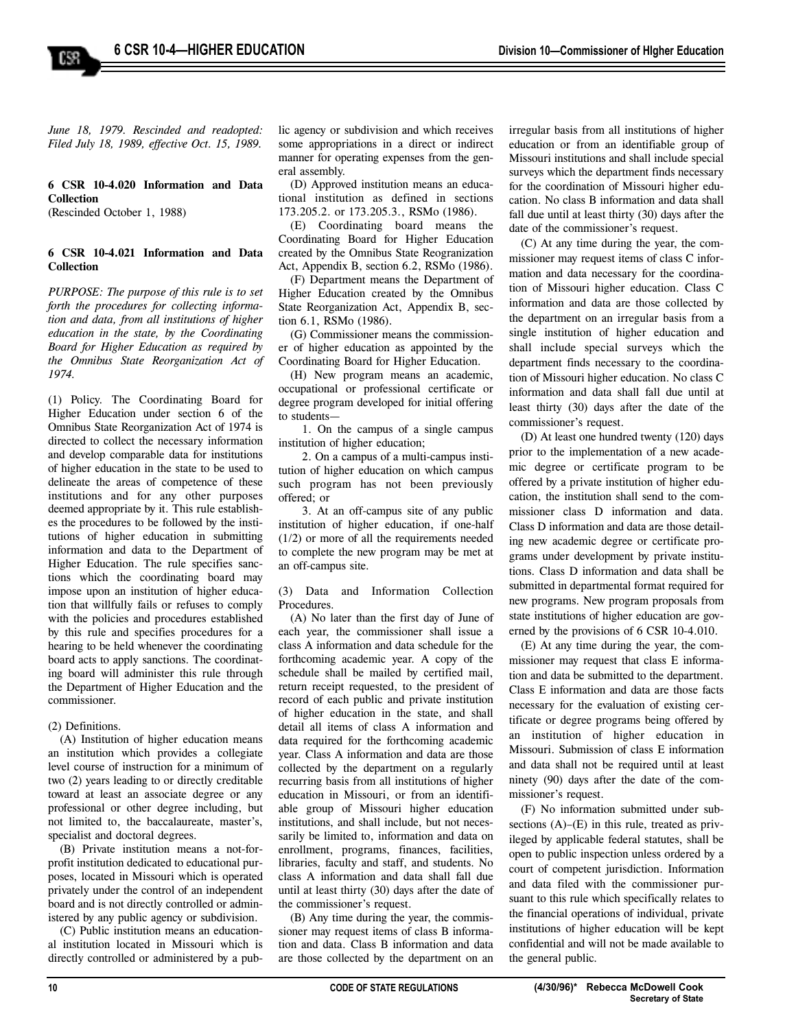*June 18, 1979. Rescinded and readopted: Filed July 18, 1989, effective Oct. 15, 1989.*

**6 CSR 10-4.020 Information and Data Collection**
(Rescinded October 1, 1988)

**6 CSR 10-4.021 Information and Data Collection**

*PURPOSE: The purpose of this rule is to set forth the procedures for collecting information and data, from all institutions of higher education in the state, by the Coordinating Board for Higher Education as required by the Omnibus State Reorganization Act of 1974.*

(1) Policy. The Coordinating Board for Higher Education under section 6 of the Omnibus State Reorganization Act of 1974 is directed to collect the necessary information and develop comparable data for institutions of higher education in the state to be used to delineate the areas of competence of these institutions and for any other purposes deemed appropriate by it. This rule establishes the procedures to be followed by the institutions of higher education in submitting information and data to the Department of Higher Education. The rule specifies sanctions which the coordinating board may impose upon an institution of higher education that willfully fails or refuses to comply with the policies and procedures established by this rule and specifies procedures for a hearing to be held whenever the coordinating board acts to apply sanctions. The coordinating board will administer this rule through the Department of Higher Education and the commissioner.

(2) Definitions.

(A) Institution of higher education means an institution which provides a collegiate level course of instruction for a minimum of two (2) years leading to or directly creditable toward at least an associate degree or any professional or other degree including, but not limited to, the baccalaureate, master's, specialist and doctoral degrees.

(B) Private institution means a not-for-profit institution dedicated to educational purposes, located in Missouri which is operated privately under the control of an independent board and is not directly controlled or administered by any public agency or subdivision.

(C) Public institution means an educational institution located in Missouri which is directly controlled or administered by a public agency or subdivision and which receives some appropriations in a direct or indirect manner for operating expenses from the general assembly.

(D) Approved institution means an educational institution as defined in sections 173.205.2. or 173.205.3., RSMo (1986).

(E) Coordinating board means the Coordinating Board for Higher Education created by the Omnibus State Reorganization Act, Appendix B, section 6.2, RSMo (1986).

(F) Department means the Department of Higher Education created by the Omnibus State Reorganization Act, Appendix B, section 6.1, RSMo (1986).

(G) Commissioner means the commissioner of higher education as appointed by the Coordinating Board for Higher Education.

(H) New program means an academic, occupational or professional certificate or degree program developed for initial offering to students—

1. On the campus of a single campus institution of higher education;

2. On a campus of a multi-campus institution of higher education on which campus such program has not been previously offered; or

3. At an off-campus site of any public institution of higher education, if one-half (1/2) or more of all the requirements needed to complete the new program may be met at an off-campus site.

(3) Data and Information Collection Procedures.

(A) No later than the first day of June of each year, the commissioner shall issue a class A information and data schedule for the forthcoming academic year. A copy of the schedule shall be mailed by certified mail, return receipt requested, to the president of record of each public and private institution of higher education in the state, and shall detail all items of class A information and data required for the forthcoming academic year. Class A information and data are those collected by the department on a regularly recurring basis from all institutions of higher education in Missouri, or from an identifiable group of Missouri higher education institutions, and shall include, but not necessarily be limited to, information and data on enrollment, programs, finances, facilities, libraries, faculty and staff, and students. No class A information and data shall fall due until at least thirty (30) days after the date of the commissioner's request.

(B) Any time during the year, the commissioner may request items of class B information and data. Class B information and data are those collected by the department on an irregular basis from all institutions of higher education or from an identifiable group of Missouri institutions and shall include special surveys which the department finds necessary for the coordination of Missouri higher education. No class B information and data shall fall due until at least thirty (30) days after the date of the commissioner's request.

(C) At any time during the year, the commissioner may request items of class C information and data necessary for the coordination of Missouri higher education. Class C information and data are those collected by the department on an irregular basis from a single institution of higher education and shall include special surveys which the department finds necessary to the coordination of Missouri higher education. No class C information and data shall fall due until at least thirty (30) days after the date of the commissioner's request.

(D) At least one hundred twenty (120) days prior to the implementation of a new academic degree or certificate program to be offered by a private institution of higher education, the institution shall send to the commissioner class D information and data. Class D information and data are those detailing new academic degree or certificate programs under development by private institutions. Class D information and data shall be submitted in departmental format required for new programs. New program proposals from state institutions of higher education are governed by the provisions of 6 CSR 10-4.010.

(E) At any time during the year, the commissioner may request that class E information and data be submitted to the department. Class E information and data are those facts necessary for the evaluation of existing certificate or degree programs being offered by an institution of higher education in Missouri. Submission of class E information and data shall not be required until at least ninety (90) days after the date of the commissioner's request.

(F) No information submitted under subsections (A)–(E) in this rule, treated as privileged by applicable federal statutes, shall be open to public inspection unless ordered by a court of competent jurisdiction. Information and data filed with the commissioner pursuant to this rule which specifically relates to the financial operations of individual, private institutions of higher education will be kept confidential and will not be made available to the general public.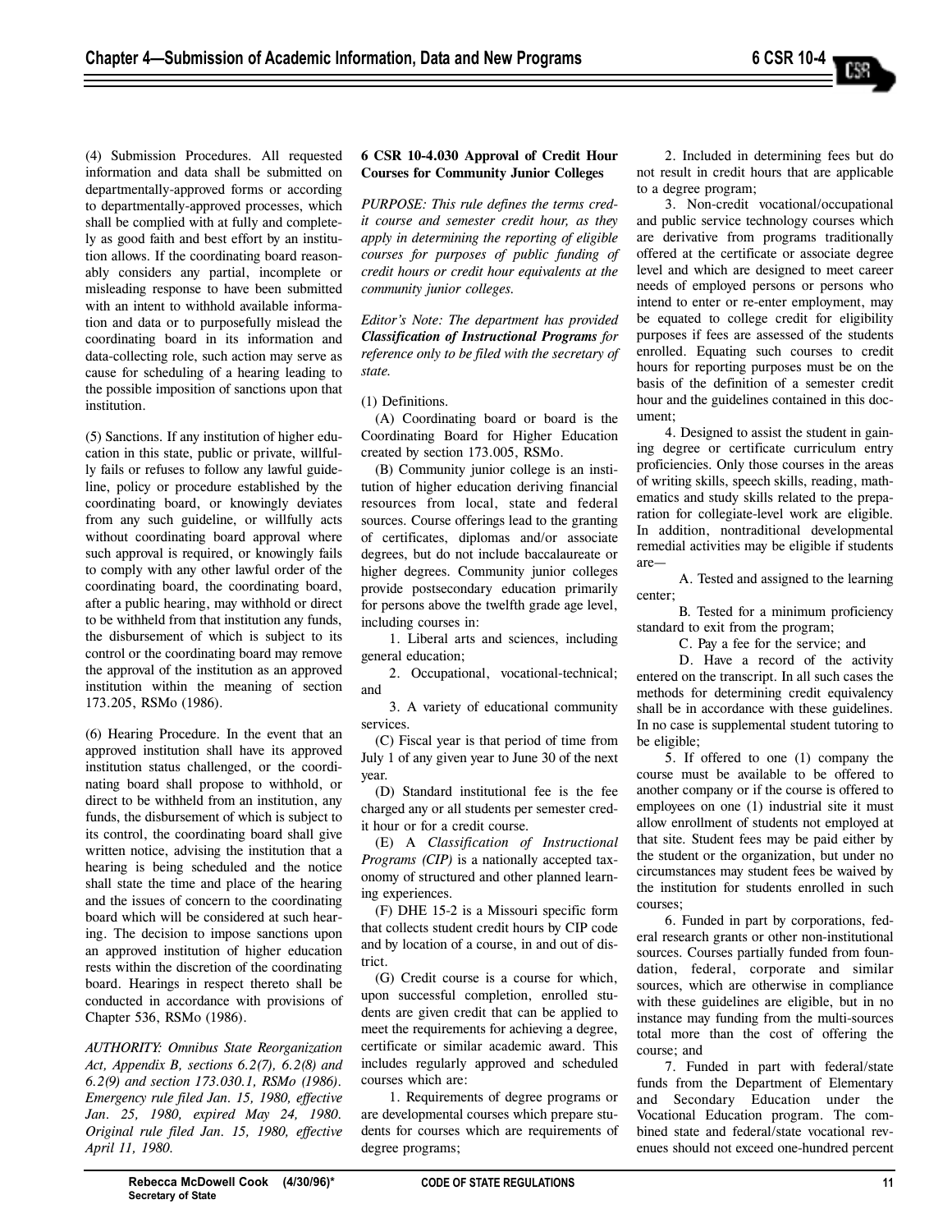(4) Submission Procedures. All requested information and data shall be submitted on departmentally-approved forms or according to departmentally-approved processes, which shall be complied with at fully and completely as good faith and best effort by an institution allows. If the coordinating board reasonably considers any partial, incomplete or misleading response to have been submitted with an intent to withhold available information and data or to purposefully mislead the coordinating board in its information and data-collecting role, such action may serve as cause for scheduling of a hearing leading to the possible imposition of sanctions upon that institution.

(5) Sanctions. If any institution of higher education in this state, public or private, willfully fails or refuses to follow any lawful guideline, policy or procedure established by the coordinating board, or knowingly deviates from any such guideline, or willfully acts without coordinating board approval where such approval is required, or knowingly fails to comply with any other lawful order of the coordinating board, the coordinating board, after a public hearing, may withhold or direct to be withheld from that institution any funds, the disbursement of which is subject to its control or the coordinating board may remove the approval of the institution as an approved institution within the meaning of section 173.205, RSMo (1986).

(6) Hearing Procedure. In the event that an approved institution shall have its approved institution status challenged, or the coordinating board shall propose to withhold, or direct to be withheld from an institution, any funds, the disbursement of which is subject to its control, the coordinating board shall give written notice, advising the institution that a hearing is being scheduled and the notice shall state the time and place of the hearing and the issues of concern to the coordinating board which will be considered at such hearing. The decision to impose sanctions upon an approved institution of higher education rests within the discretion of the coordinating board. Hearings in respect thereto shall be conducted in accordance with provisions of Chapter 536, RSMo (1986).

*AUTHORITY: Omnibus State Reorganization Act, Appendix B, sections 6.2(7), 6.2(8) and 6.2(9) and section 173.030.1, RSMo (1986). Emergency rule filed Jan. 15, 1980, effective Jan. 25, 1980, expired May 24, 1980. Original rule filed Jan. 15, 1980, effective April 11, 1980.*

**6 CSR 10-4.030 Approval of Credit Hour Courses for Community Junior Colleges**

*PURPOSE: This rule defines the terms credit course and semester credit hour, as they apply in determining the reporting of eligible courses for purposes of public funding of credit hours or credit hour equivalents at the community junior colleges.*

*Editor's Note: The department has provided **Classification of Instructional Programs** for reference only to be filed with the secretary of state.*

(1) Definitions.

(A) Coordinating board or board is the Coordinating Board for Higher Education created by section 173.005, RSMo.

(B) Community junior college is an institution of higher education deriving financial resources from local, state and federal sources. Course offerings lead to the granting of certificates, diplomas and/or associate degrees, but do not include baccalaureate or higher degrees. Community junior colleges provide postsecondary education primarily for persons above the twelfth grade age level, including courses in:

1. Liberal arts and sciences, including general education;

2. Occupational, vocational-technical; and

3. A variety of educational community services.

(C) Fiscal year is that period of time from July 1 of any given year to June 30 of the next year.

(D) Standard institutional fee is the fee charged any or all students per semester credit hour or for a credit course.

(E) A *Classification of Instructional Programs (CIP)* is a nationally accepted taxonomy of structured and other planned learning experiences.

(F) DHE 15-2 is a Missouri specific form that collects student credit hours by CIP code and by location of a course, in and out of district.

(G) Credit course is a course for which, upon successful completion, enrolled students are given credit that can be applied to meet the requirements for achieving a degree, certificate or similar academic award. This includes regularly approved and scheduled courses which are:

1. Requirements of degree programs or are developmental courses which prepare students for courses which are requirements of degree programs;

2. Included in determining fees but do not result in credit hours that are applicable to a degree program;

3. Non-credit vocational/occupational and public service technology courses which are derivative from programs traditionally offered at the certificate or associate degree level and which are designed to meet career needs of employed persons or persons who intend to enter or re-enter employment, may be equated to college credit for eligibility purposes if fees are assessed of the students enrolled. Equating such courses to credit hours for reporting purposes must be on the basis of the definition of a semester credit hour and the guidelines contained in this document;

4. Designed to assist the student in gaining degree or certificate curriculum entry proficiencies. Only those courses in the areas of writing skills, speech skills, reading, mathematics and study skills related to the preparation for collegiate-level work are eligible. In addition, nontraditional developmental remedial activities may be eligible if students are—

A. Tested and assigned to the learning center;

B. Tested for a minimum proficiency standard to exit from the program;

C. Pay a fee for the service; and

D. Have a record of the activity entered on the transcript. In all such cases the methods for determining credit equivalency shall be in accordance with these guidelines. In no case is supplemental student tutoring to be eligible;

5. If offered to one (1) company the course must be available to be offered to another company or if the course is offered to employees on one (1) industrial site it must allow enrollment of students not employed at that site. Student fees may be paid either by the student or the organization, but under no circumstances may student fees be waived by the institution for students enrolled in such courses;

6. Funded in part by corporations, federal research grants or other non-institutional sources. Courses partially funded from foundation, federal, corporate and similar sources, which are otherwise in compliance with these guidelines are eligible, but in no instance may funding from the multi-sources total more than the cost of offering the course; and

7. Funded in part with federal/state funds from the Department of Elementary and Secondary Education under the Vocational Education program. The combined state and federal/state vocational revenues should not exceed one-hundred percent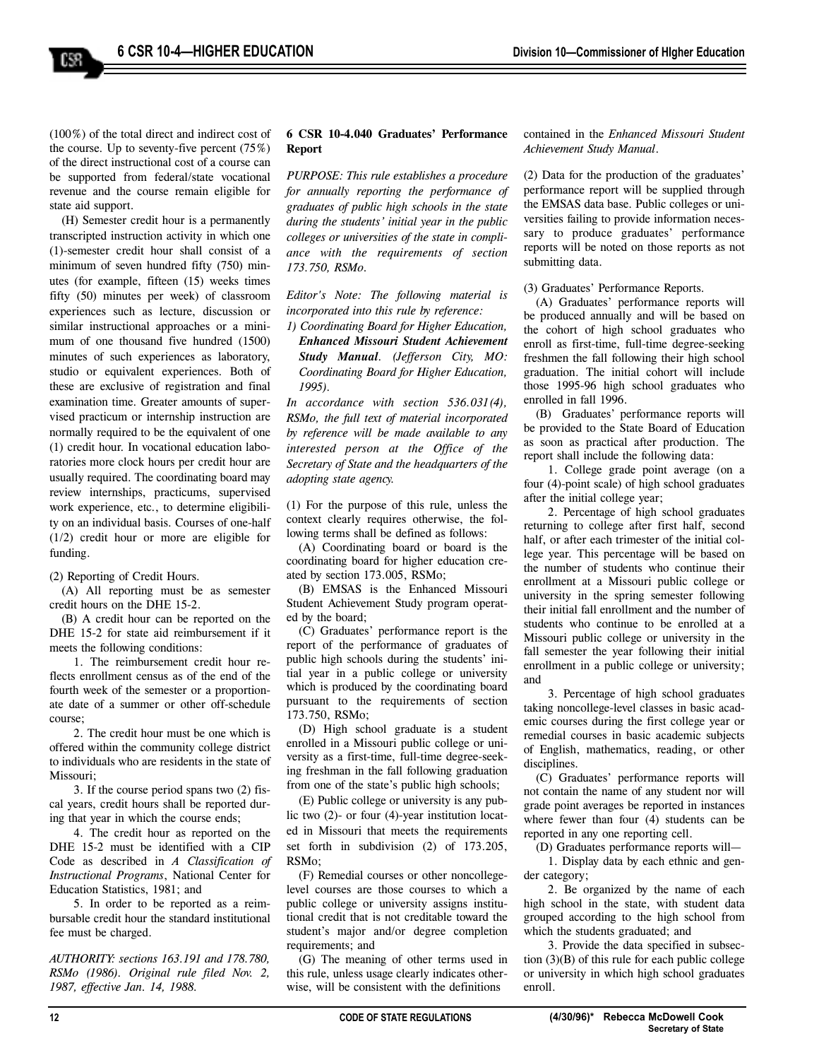(100%) of the total direct and indirect cost of the course. Up to seventy-five percent (75%) of the direct instructional cost of a course can be supported from federal/state vocational revenue and the course remain eligible for state aid support.

(H) Semester credit hour is a permanently transcripted instruction activity in which one (1)-semester credit hour shall consist of a minimum of seven hundred fifty (750) minutes (for example, fifteen (15) weeks times fifty (50) minutes per week) of classroom experiences such as lecture, discussion or similar instructional approaches or a minimum of one thousand five hundred (1500) minutes of such experiences as laboratory, studio or equivalent experiences. Both of these are exclusive of registration and final examination time. Greater amounts of supervised practicum or internship instruction are normally required to be the equivalent of one (1) credit hour. In vocational education laboratories more clock hours per credit hour are usually required. The coordinating board may review internships, practicums, supervised work experience, etc., to determine eligibility on an individual basis. Courses of one-half (1/2) credit hour or more are eligible for funding.

(2) Reporting of Credit Hours.

(A) All reporting must be as semester credit hours on the DHE 15-2.

(B) A credit hour can be reported on the DHE 15-2 for state aid reimbursement if it meets the following conditions:

1. The reimbursement credit hour reflects enrollment census as of the end of the fourth week of the semester or a proportionate date of a summer or other off-schedule course;

2. The credit hour must be one which is offered within the community college district to individuals who are residents in the state of Missouri;

3. If the course period spans two (2) fiscal years, credit hours shall be reported during that year in which the course ends;

4. The credit hour as reported on the DHE 15-2 must be identified with a CIP Code as described in *A Classification of Instructional Programs*, National Center for Education Statistics, 1981; and

5. In order to be reported as a reimbursable credit hour the standard institutional fee must be charged.

*AUTHORITY: sections 163.191 and 178.780, RSMo (1986). Original rule filed Nov. 2, 1987, effective Jan. 14, 1988.*

**6 CSR 10-4.040 Graduates' Performance Report**

*PURPOSE: This rule establishes a procedure for annually reporting the performance of graduates of public high schools in the state during the students' initial year in the public colleges or universities of the state in compliance with the requirements of section 173.750, RSMo.*

*Editor's Note: The following material is incorporated into this rule by reference:*
*1) Coordinating Board for Higher Education,* ***Enhanced Missouri Student Achievement Study Manual****. (Jefferson City, MO: Coordinating Board for Higher Education, 1995).*

*In accordance with section 536.031(4), RSMo, the full text of material incorporated by reference will be made available to any interested person at the Office of the Secretary of State and the headquarters of the adopting state agency.*

(1) For the purpose of this rule, unless the context clearly requires otherwise, the following terms shall be defined as follows:

(A) Coordinating board or board is the coordinating board for higher education created by section 173.005, RSMo;

(B) EMSAS is the Enhanced Missouri Student Achievement Study program operated by the board;

(C) Graduates' performance report is the report of the performance of graduates of public high schools during the students' initial year in a public college or university which is produced by the coordinating board pursuant to the requirements of section 173.750, RSMo;

(D) High school graduate is a student enrolled in a Missouri public college or university as a first-time, full-time degree-seeking freshman in the fall following graduation from one of the state's public high schools;

(E) Public college or university is any public two (2)- or four (4)-year institution located in Missouri that meets the requirements set forth in subdivision (2) of 173.205, RSMo;

(F) Remedial courses or other noncollege-level courses are those courses to which a public college or university assigns institutional credit that is not creditable toward the student's major and/or degree completion requirements; and

(G) The meaning of other terms used in this rule, unless usage clearly indicates otherwise, will be consistent with the definitions contained in the *Enhanced Missouri Student Achievement Study Manual*.

(2) Data for the production of the graduates' performance report will be supplied through the EMSAS data base. Public colleges or universities failing to provide information necessary to produce graduates' performance reports will be noted on those reports as not submitting data.

(3) Graduates' Performance Reports.

(A) Graduates' performance reports will be produced annually and will be based on the cohort of high school graduates who enroll as first-time, full-time degree-seeking freshmen the fall following their high school graduation. The initial cohort will include those 1995-96 high school graduates who enrolled in fall 1996.

(B) Graduates' performance reports will be provided to the State Board of Education as soon as practical after production. The report shall include the following data:

1. College grade point average (on a four (4)-point scale) of high school graduates after the initial college year;

2. Percentage of high school graduates returning to college after first half, second half, or after each trimester of the initial college year. This percentage will be based on the number of students who continue their enrollment at a Missouri public college or university in the spring semester following their initial fall enrollment and the number of students who continue to be enrolled at a Missouri public college or university in the fall semester the year following their initial enrollment in a public college or university; and

3. Percentage of high school graduates taking noncollege-level classes in basic academic courses during the first college year or remedial courses in basic academic subjects of English, mathematics, reading, or other disciplines.

(C) Graduates' performance reports will not contain the name of any student nor will grade point averages be reported in instances where fewer than four (4) students can be reported in any one reporting cell.

(D) Graduates performance reports will—

1. Display data by each ethnic and gender category;

2. Be organized by the name of each high school in the state, with student data grouped according to the high school from which the students graduated; and

3. Provide the data specified in subsection (3)(B) of this rule for each public college or university in which high school graduates enroll.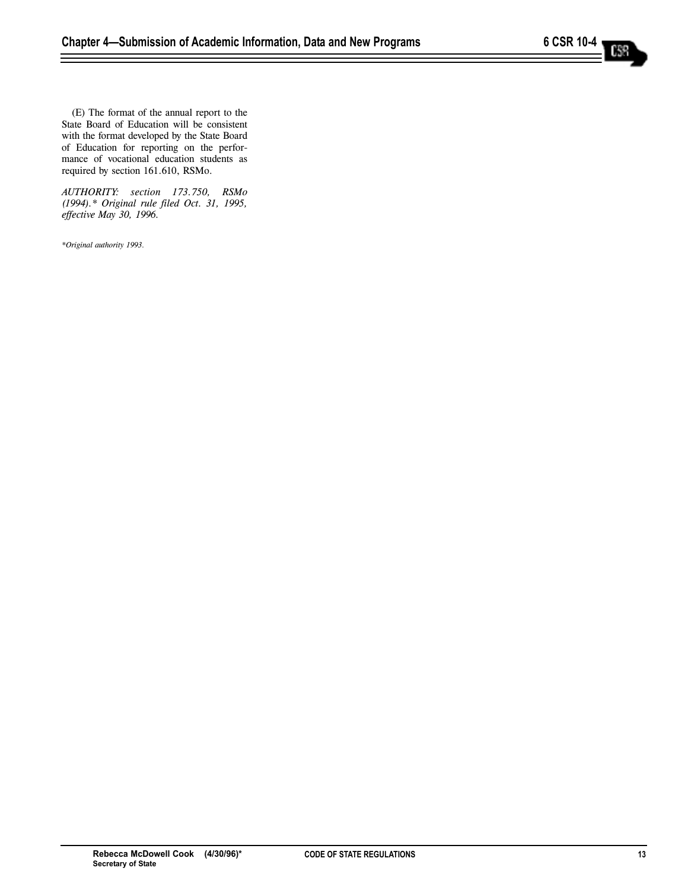(E) The format of the annual report to the State Board of Education will be consistent with the format developed by the State Board of Education for reporting on the performance of vocational education students as required by section 161.610, RSMo.

*AUTHORITY: section 173.750, RSMo (1994).\* Original rule filed Oct. 31, 1995, effective May 30, 1996.*

*\*Original authority 1993.*